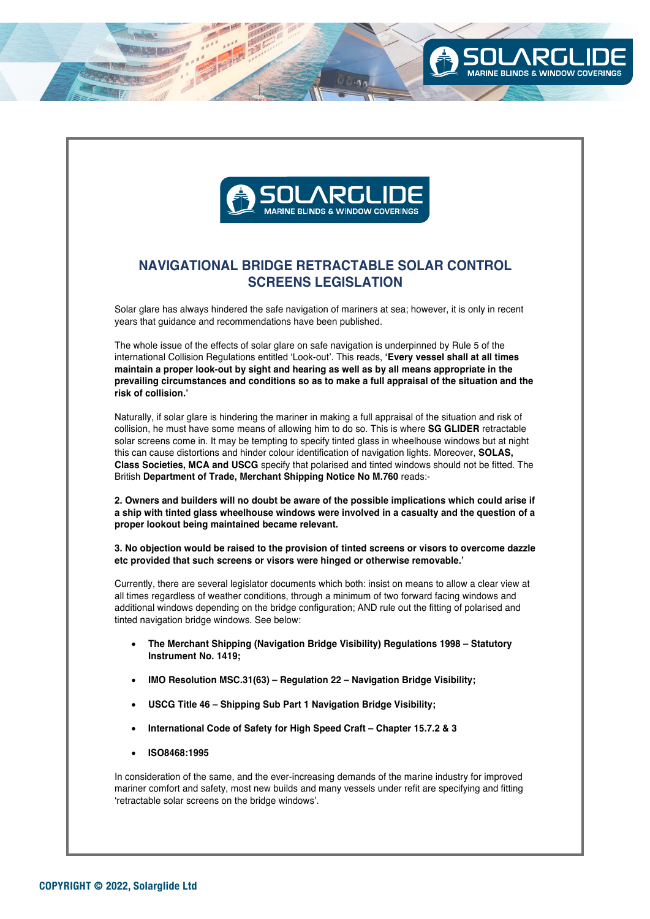SOLARGLIDE

MARINE BLINDS & WINDOW COVERINGS

## NAVIGATIONAL BRIDGE RETRACTABLE SOLAR CONTROL SCREENS LEGISLATION

Solar glare has always hindered the safe navigation of mariners at sea; however, it is only in recent years that guidance and recommendations have been published.

The whole issue of the effects of solar glare on safe navigation is underpinned by Rule 5 of the international Collision Regulations entitled 'Look-out'. This reads, **'Every vessel shall at all times maintain a proper look-out by sight and hearing as well as by all means appropriate in the prevailing circumstances and conditions so as to make a full appraisal of the situation and the risk of collision.'**

Naturally, if solar glare is hindering the mariner in making a full appraisal of the situation and risk of collision, he must have some means of allowing him to do so. This is where **SG GLIDER** retractable solar screens come in. It may be tempting to specify tinted glass in wheelhouse windows but at night this can cause distortions and hinder colour identification of navigation lights. Moreover, **SOLAS, Class Societies, MCA and USCG** specify that polarised and tinted windows should not be fitted. The British **Department of Trade, Merchant Shipping Notice No M.760** reads:-

**2. Owners and builders will no doubt be aware of the possible implications which could arise if a ship with tinted glass wheelhouse windows were involved in a casualty and the question of a proper lookout being maintained became relevant.**

**3. No objection would be raised to the provision of tinted screens or visors to overcome dazzle etc provided that such screens or visors were hinged or otherwise removable.'**

Currently, there are several legislator documents which both: insist on means to allow a clear view at all times regardless of weather conditions, through a minimum of two forward facing windows and additional windows depending on the bridge configuration; AND rule out the fitting of polarised and tinted navigation bridge windows. See below:

- **The Merchant Shipping (Navigation Bridge Visibility) Regulations 1998 – Statutory Instrument No. 1419;**
- **IMO Resolution MSC.31(63) – Regulation 22 – Navigation Bridge Visibility;**
- **USCG Title 46 – Shipping Sub Part 1 Navigation Bridge Visibility;**
- **International Code of Safety for High Speed Craft – Chapter 15.7.2 & 3**
- **ISO8468:1995**

In consideration of the same, and the ever-increasing demands of the marine industry for improved mariner comfort and safety, most new builds and many vessels under refit are specifying and fitting 'retractable solar screens on the bridge windows'.

**COPYRIGHT © 2022, Solarglide Ltd**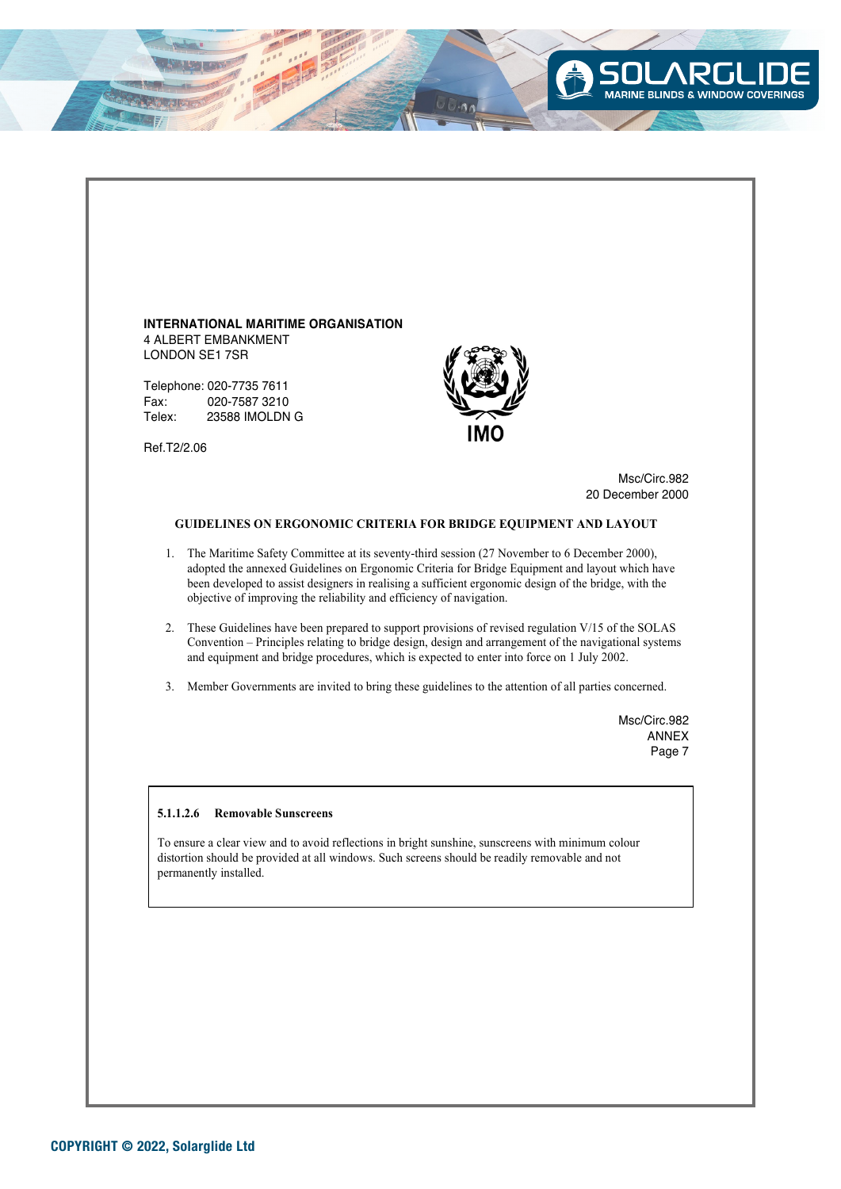**INTERNATIONAL MARITIME ORGANISATION**
4 ALBERT EMBANKMENT
LONDON SE1 7SR

Telephone: 020-7735 7611
Fax: 020-7587 3210
Telex: 23588 IMOLDN G

IMO

Ref.T2/2.06

Msc/Circ.982
20 December 2000

### GUIDELINES ON ERGONOMIC CRITERIA FOR BRIDGE EQUIPMENT AND LAYOUT

1. The Maritime Safety Committee at its seventy-third session (27 November to 6 December 2000), adopted the annexed Guidelines on Ergonomic Criteria for Bridge Equipment and layout which have been developed to assist designers in realising a sufficient ergonomic design of the bridge, with the objective of improving the reliability and efficiency of navigation.

2. These Guidelines have been prepared to support provisions of revised regulation V/15 of the SOLAS Convention – Principles relating to bridge design, design and arrangement of the navigational systems and equipment and bridge procedures, which is expected to enter into force on 1 July 2002.

3. Member Governments are invited to bring these guidelines to the attention of all parties concerned.

Msc/Circ.982
ANNEX
Page 7

**5.1.1.2.6 Removable Sunscreens**

To ensure a clear view and to avoid reflections in bright sunshine, sunscreens with minimum colour distortion should be provided at all windows. Such screens should be readily removable and not permanently installed.